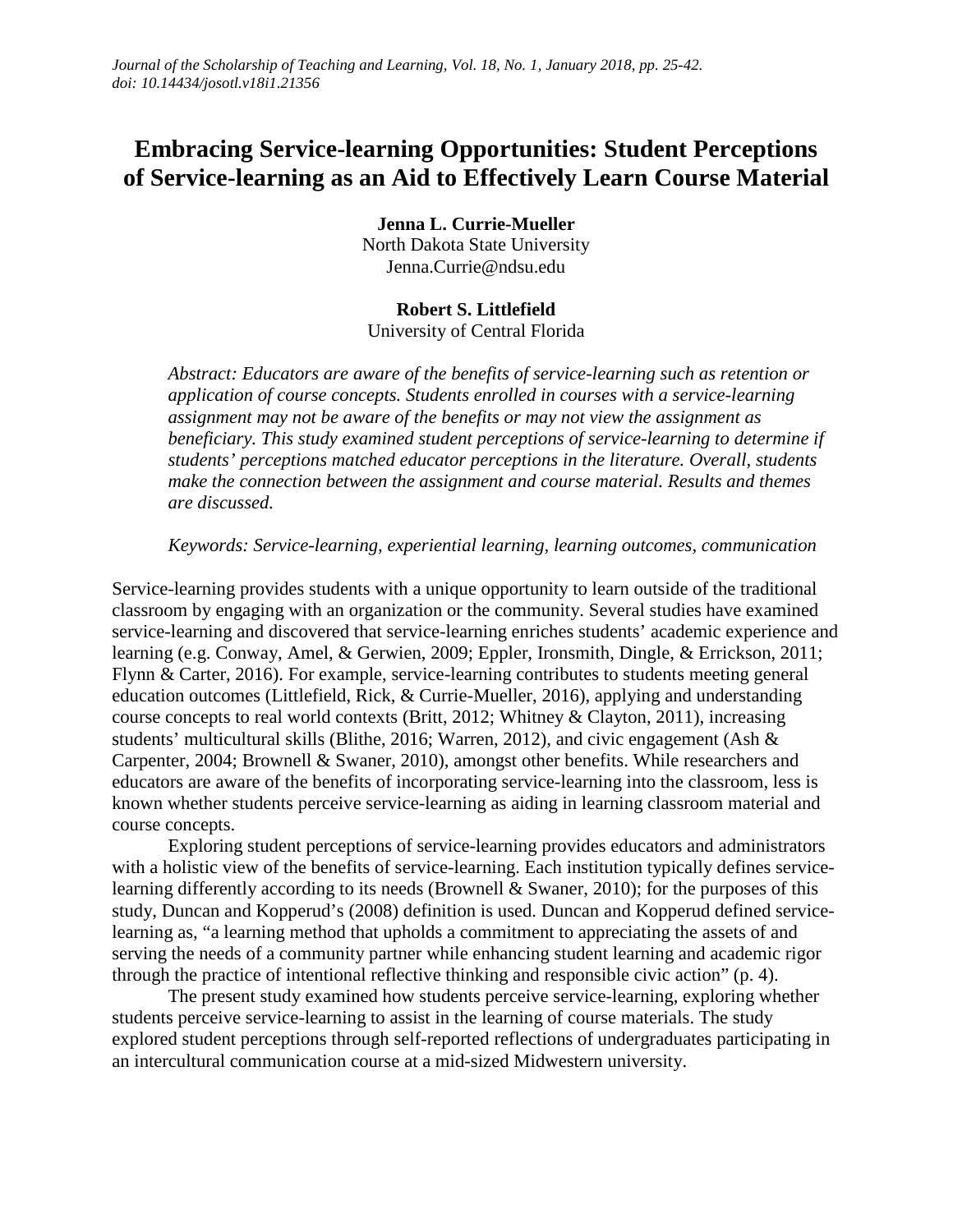# Embracing Service-learning Opportunities: Student Perceptions of Service-learning as an Aid to Effectively Learn Course Material

**Jenna L. Currie-Mueller**
North Dakota State University
Jenna.Currie@ndsu.edu

**Robert S. Littlefield**
University of Central Florida

*Abstract: Educators are aware of the benefits of service-learning such as retention or application of course concepts. Students enrolled in courses with a service-learning assignment may not be aware of the benefits or may not view the assignment as beneficiary. This study examined student perceptions of service-learning to determine if students' perceptions matched educator perceptions in the literature. Overall, students make the connection between the assignment and course material. Results and themes are discussed.*

*Keywords: Service-learning, experiential learning, learning outcomes, communication*

Service-learning provides students with a unique opportunity to learn outside of the traditional classroom by engaging with an organization or the community. Several studies have examined service-learning and discovered that service-learning enriches students' academic experience and learning (e.g. Conway, Amel, & Gerwien, 2009; Eppler, Ironsmith, Dingle, & Errickson, 2011; Flynn & Carter, 2016). For example, service-learning contributes to students meeting general education outcomes (Littlefield, Rick, & Currie-Mueller, 2016), applying and understanding course concepts to real world contexts (Britt, 2012; Whitney & Clayton, 2011), increasing students' multicultural skills (Blithe, 2016; Warren, 2012), and civic engagement (Ash & Carpenter, 2004; Brownell & Swaner, 2010), amongst other benefits. While researchers and educators are aware of the benefits of incorporating service-learning into the classroom, less is known whether students perceive service-learning as aiding in learning classroom material and course concepts.

Exploring student perceptions of service-learning provides educators and administrators with a holistic view of the benefits of service-learning. Each institution typically defines service-learning differently according to its needs (Brownell & Swaner, 2010); for the purposes of this study, Duncan and Kopperud's (2008) definition is used. Duncan and Kopperud defined service-learning as, "a learning method that upholds a commitment to appreciating the assets of and serving the needs of a community partner while enhancing student learning and academic rigor through the practice of intentional reflective thinking and responsible civic action" (p. 4).

The present study examined how students perceive service-learning, exploring whether students perceive service-learning to assist in the learning of course materials. The study explored student perceptions through self-reported reflections of undergraduates participating in an intercultural communication course at a mid-sized Midwestern university.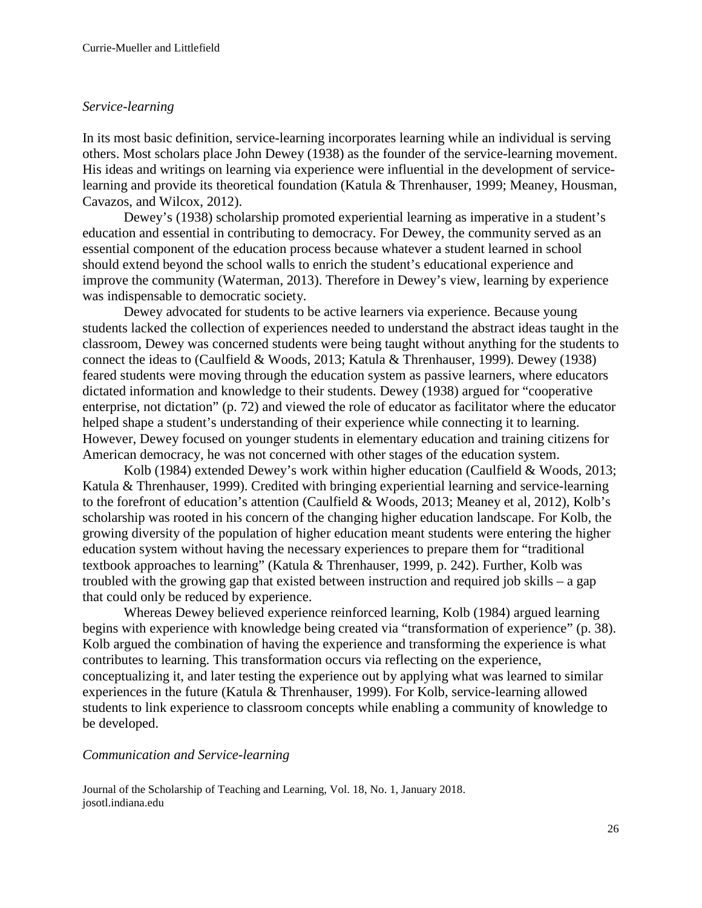### *Service-learning*

In its most basic definition, service-learning incorporates learning while an individual is serving others. Most scholars place John Dewey (1938) as the founder of the service-learning movement. His ideas and writings on learning via experience were influential in the development of service-learning and provide its theoretical foundation (Katula & Threnhauser, 1999; Meaney, Housman, Cavazos, and Wilcox, 2012).

Dewey's (1938) scholarship promoted experiential learning as imperative in a student's education and essential in contributing to democracy. For Dewey, the community served as an essential component of the education process because whatever a student learned in school should extend beyond the school walls to enrich the student's educational experience and improve the community (Waterman, 2013). Therefore in Dewey's view, learning by experience was indispensable to democratic society.

Dewey advocated for students to be active learners via experience. Because young students lacked the collection of experiences needed to understand the abstract ideas taught in the classroom, Dewey was concerned students were being taught without anything for the students to connect the ideas to (Caulfield & Woods, 2013; Katula & Threnhauser, 1999). Dewey (1938) feared students were moving through the education system as passive learners, where educators dictated information and knowledge to their students. Dewey (1938) argued for "cooperative enterprise, not dictation" (p. 72) and viewed the role of educator as facilitator where the educator helped shape a student's understanding of their experience while connecting it to learning. However, Dewey focused on younger students in elementary education and training citizens for American democracy, he was not concerned with other stages of the education system.

Kolb (1984) extended Dewey's work within higher education (Caulfield & Woods, 2013; Katula & Threnhauser, 1999). Credited with bringing experiential learning and service-learning to the forefront of education's attention (Caulfield & Woods, 2013; Meaney et al, 2012), Kolb's scholarship was rooted in his concern of the changing higher education landscape. For Kolb, the growing diversity of the population of higher education meant students were entering the higher education system without having the necessary experiences to prepare them for "traditional textbook approaches to learning" (Katula & Threnhauser, 1999, p. 242). Further, Kolb was troubled with the growing gap that existed between instruction and required job skills – a gap that could only be reduced by experience.

Whereas Dewey believed experience reinforced learning, Kolb (1984) argued learning begins with experience with knowledge being created via "transformation of experience" (p. 38). Kolb argued the combination of having the experience and transforming the experience is what contributes to learning. This transformation occurs via reflecting on the experience, conceptualizing it, and later testing the experience out by applying what was learned to similar experiences in the future (Katula & Threnhauser, 1999). For Kolb, service-learning allowed students to link experience to classroom concepts while enabling a community of knowledge to be developed.

### *Communication and Service-learning*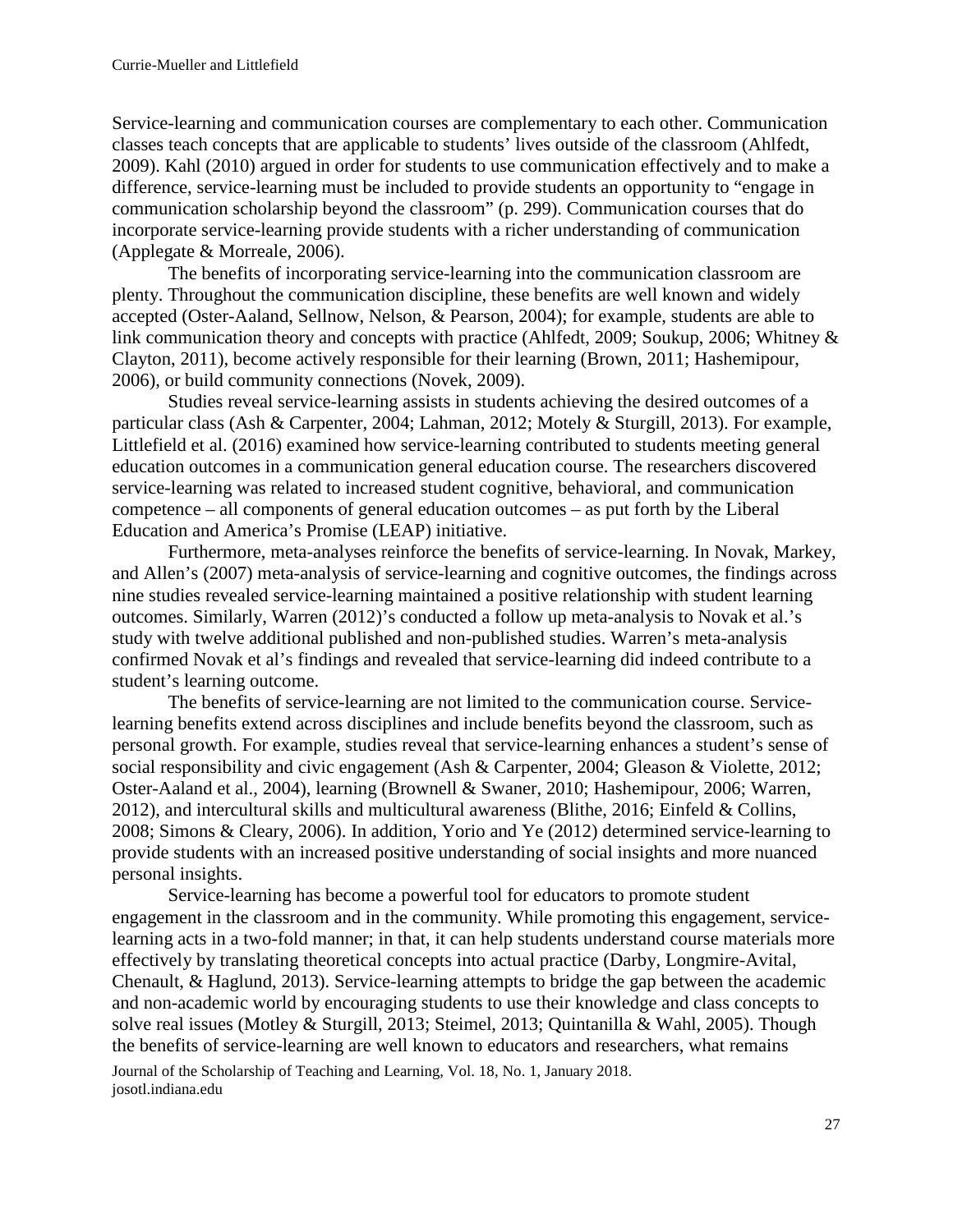Service-learning and communication courses are complementary to each other. Communication classes teach concepts that are applicable to students' lives outside of the classroom (Ahlfedt, 2009). Kahl (2010) argued in order for students to use communication effectively and to make a difference, service-learning must be included to provide students an opportunity to "engage in communication scholarship beyond the classroom" (p. 299). Communication courses that do incorporate service-learning provide students with a richer understanding of communication (Applegate & Morreale, 2006).

The benefits of incorporating service-learning into the communication classroom are plenty. Throughout the communication discipline, these benefits are well known and widely accepted (Oster-Aaland, Sellnow, Nelson, & Pearson, 2004); for example, students are able to link communication theory and concepts with practice (Ahlfedt, 2009; Soukup, 2006; Whitney & Clayton, 2011), become actively responsible for their learning (Brown, 2011; Hashemipour, 2006), or build community connections (Novek, 2009).

Studies reveal service-learning assists in students achieving the desired outcomes of a particular class (Ash & Carpenter, 2004; Lahman, 2012; Motely & Sturgill, 2013). For example, Littlefield et al. (2016) examined how service-learning contributed to students meeting general education outcomes in a communication general education course. The researchers discovered service-learning was related to increased student cognitive, behavioral, and communication competence – all components of general education outcomes – as put forth by the Liberal Education and America's Promise (LEAP) initiative.

Furthermore, meta-analyses reinforce the benefits of service-learning. In Novak, Markey, and Allen's (2007) meta-analysis of service-learning and cognitive outcomes, the findings across nine studies revealed service-learning maintained a positive relationship with student learning outcomes. Similarly, Warren (2012)'s conducted a follow up meta-analysis to Novak et al.'s study with twelve additional published and non-published studies. Warren's meta-analysis confirmed Novak et al's findings and revealed that service-learning did indeed contribute to a student's learning outcome.

The benefits of service-learning are not limited to the communication course. Service-learning benefits extend across disciplines and include benefits beyond the classroom, such as personal growth. For example, studies reveal that service-learning enhances a student's sense of social responsibility and civic engagement (Ash & Carpenter, 2004; Gleason & Violette, 2012; Oster-Aaland et al., 2004), learning (Brownell & Swaner, 2010; Hashemipour, 2006; Warren, 2012), and intercultural skills and multicultural awareness (Blithe, 2016; Einfeld & Collins, 2008; Simons & Cleary, 2006). In addition, Yorio and Ye (2012) determined service-learning to provide students with an increased positive understanding of social insights and more nuanced personal insights.

Service-learning has become a powerful tool for educators to promote student engagement in the classroom and in the community. While promoting this engagement, service-learning acts in a two-fold manner; in that, it can help students understand course materials more effectively by translating theoretical concepts into actual practice (Darby, Longmire-Avital, Chenault, & Haglund, 2013). Service-learning attempts to bridge the gap between the academic and non-academic world by encouraging students to use their knowledge and class concepts to solve real issues (Motley & Sturgill, 2013; Steimel, 2013; Quintanilla & Wahl, 2005). Though the benefits of service-learning are well known to educators and researchers, what remains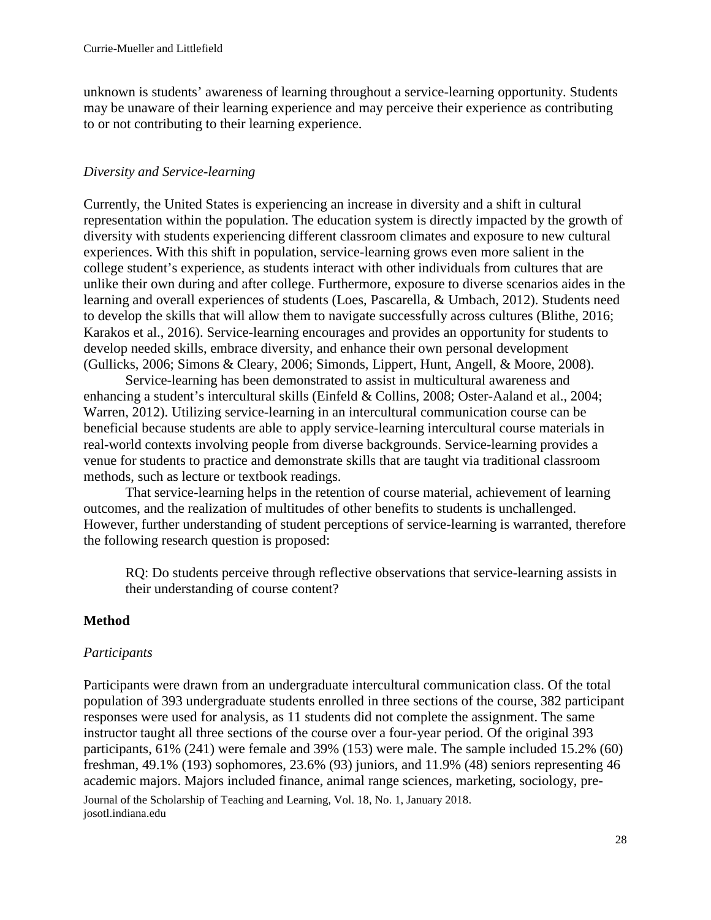unknown is students' awareness of learning throughout a service-learning opportunity. Students may be unaware of their learning experience and may perceive their experience as contributing to or not contributing to their learning experience.

### *Diversity and Service-learning*

Currently, the United States is experiencing an increase in diversity and a shift in cultural representation within the population. The education system is directly impacted by the growth of diversity with students experiencing different classroom climates and exposure to new cultural experiences. With this shift in population, service-learning grows even more salient in the college student's experience, as students interact with other individuals from cultures that are unlike their own during and after college. Furthermore, exposure to diverse scenarios aides in the learning and overall experiences of students (Loes, Pascarella, & Umbach, 2012). Students need to develop the skills that will allow them to navigate successfully across cultures (Blithe, 2016; Karakos et al., 2016). Service-learning encourages and provides an opportunity for students to develop needed skills, embrace diversity, and enhance their own personal development (Gullicks, 2006; Simons & Cleary, 2006; Simonds, Lippert, Hunt, Angell, & Moore, 2008).

Service-learning has been demonstrated to assist in multicultural awareness and enhancing a student's intercultural skills (Einfeld & Collins, 2008; Oster-Aaland et al., 2004; Warren, 2012). Utilizing service-learning in an intercultural communication course can be beneficial because students are able to apply service-learning intercultural course materials in real-world contexts involving people from diverse backgrounds. Service-learning provides a venue for students to practice and demonstrate skills that are taught via traditional classroom methods, such as lecture or textbook readings.

That service-learning helps in the retention of course material, achievement of learning outcomes, and the realization of multitudes of other benefits to students is unchallenged. However, further understanding of student perceptions of service-learning is warranted, therefore the following research question is proposed:

> RQ: Do students perceive through reflective observations that service-learning assists in their understanding of course content?

## Method

### *Participants*

Participants were drawn from an undergraduate intercultural communication class. Of the total population of 393 undergraduate students enrolled in three sections of the course, 382 participant responses were used for analysis, as 11 students did not complete the assignment. The same instructor taught all three sections of the course over a four-year period. Of the original 393 participants, 61% (241) were female and 39% (153) were male. The sample included 15.2% (60) freshman, 49.1% (193) sophomores, 23.6% (93) juniors, and 11.9% (48) seniors representing 46 academic majors. Majors included finance, animal range sciences, marketing, sociology, pre-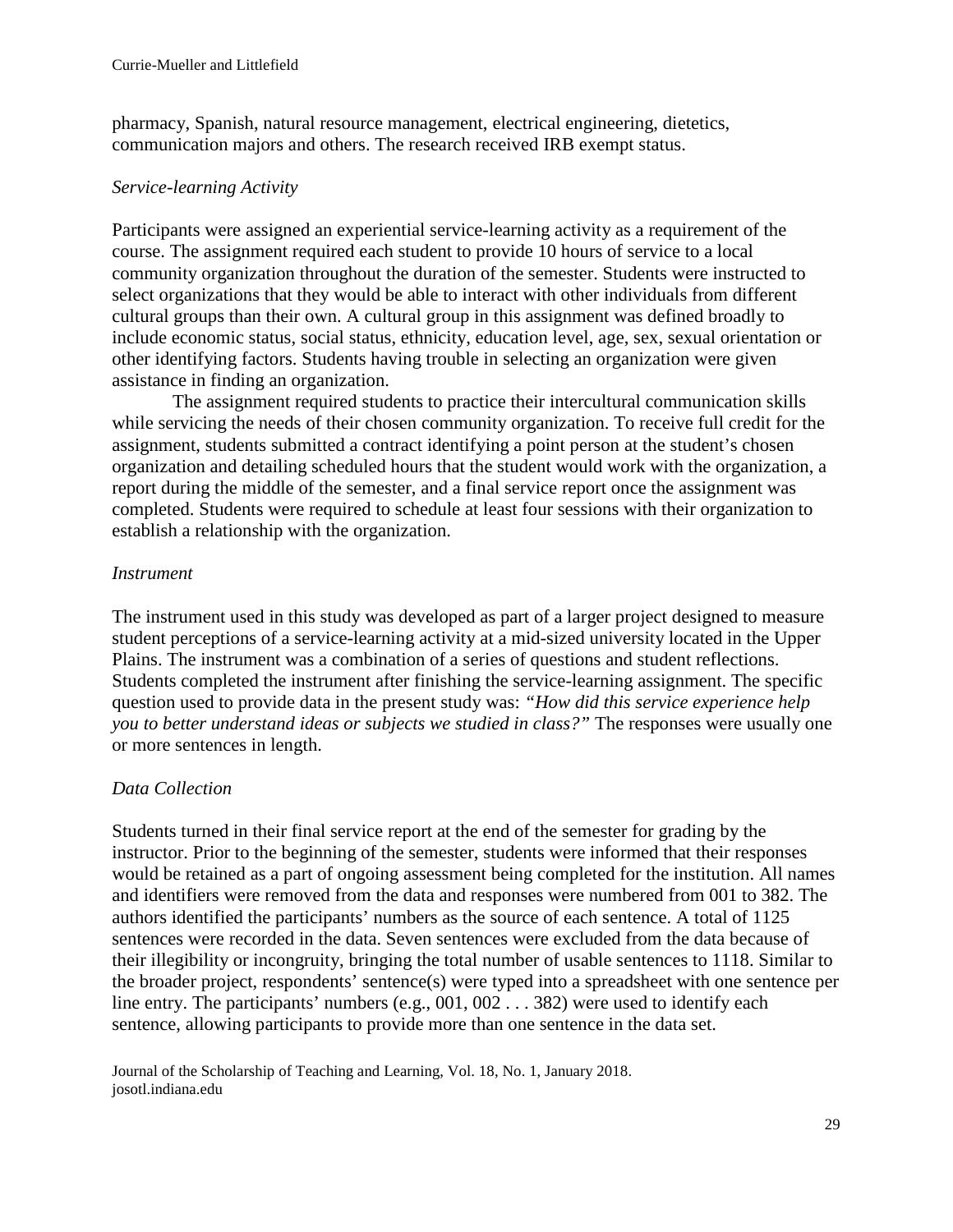pharmacy, Spanish, natural resource management, electrical engineering, dietetics, communication majors and others. The research received IRB exempt status.

### *Service-learning Activity*

Participants were assigned an experiential service-learning activity as a requirement of the course. The assignment required each student to provide 10 hours of service to a local community organization throughout the duration of the semester. Students were instructed to select organizations that they would be able to interact with other individuals from different cultural groups than their own. A cultural group in this assignment was defined broadly to include economic status, social status, ethnicity, education level, age, sex, sexual orientation or other identifying factors. Students having trouble in selecting an organization were given assistance in finding an organization.

The assignment required students to practice their intercultural communication skills while servicing the needs of their chosen community organization. To receive full credit for the assignment, students submitted a contract identifying a point person at the student's chosen organization and detailing scheduled hours that the student would work with the organization, a report during the middle of the semester, and a final service report once the assignment was completed. Students were required to schedule at least four sessions with their organization to establish a relationship with the organization.

### *Instrument*

The instrument used in this study was developed as part of a larger project designed to measure student perceptions of a service-learning activity at a mid-sized university located in the Upper Plains. The instrument was a combination of a series of questions and student reflections. Students completed the instrument after finishing the service-learning assignment. The specific question used to provide data in the present study was: *"How did this service experience help you to better understand ideas or subjects we studied in class?"* The responses were usually one or more sentences in length.

### *Data Collection*

Students turned in their final service report at the end of the semester for grading by the instructor. Prior to the beginning of the semester, students were informed that their responses would be retained as a part of ongoing assessment being completed for the institution. All names and identifiers were removed from the data and responses were numbered from 001 to 382. The authors identified the participants' numbers as the source of each sentence. A total of 1125 sentences were recorded in the data. Seven sentences were excluded from the data because of their illegibility or incongruity, bringing the total number of usable sentences to 1118. Similar to the broader project, respondents' sentence(s) were typed into a spreadsheet with one sentence per line entry. The participants' numbers (e.g., 001, 002 . . . 382) were used to identify each sentence, allowing participants to provide more than one sentence in the data set.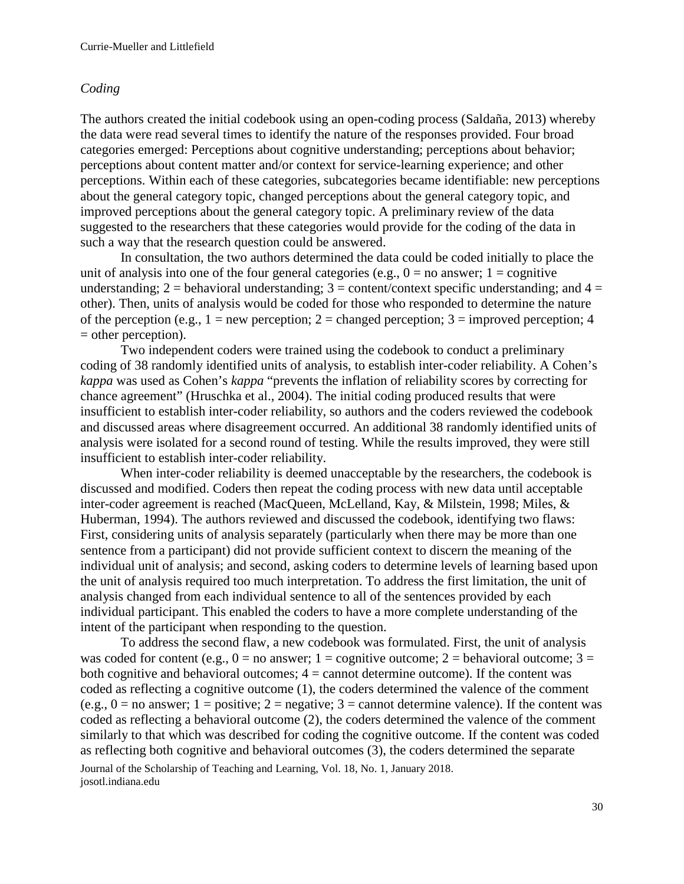### *Coding*

The authors created the initial codebook using an open-coding process (Saldaña, 2013) whereby the data were read several times to identify the nature of the responses provided. Four broad categories emerged: Perceptions about cognitive understanding; perceptions about behavior; perceptions about content matter and/or context for service-learning experience; and other perceptions. Within each of these categories, subcategories became identifiable: new perceptions about the general category topic, changed perceptions about the general category topic, and improved perceptions about the general category topic. A preliminary review of the data suggested to the researchers that these categories would provide for the coding of the data in such a way that the research question could be answered.

In consultation, the two authors determined the data could be coded initially to place the unit of analysis into one of the four general categories (e.g., 0 = no answer; 1 = cognitive understanding; 2 = behavioral understanding; 3 = content/context specific understanding; and 4 = other). Then, units of analysis would be coded for those who responded to determine the nature of the perception (e.g., 1 = new perception; 2 = changed perception; 3 = improved perception; 4 = other perception).

Two independent coders were trained using the codebook to conduct a preliminary coding of 38 randomly identified units of analysis, to establish inter-coder reliability. A Cohen's *kappa* was used as Cohen's *kappa* "prevents the inflation of reliability scores by correcting for chance agreement" (Hruschka et al., 2004). The initial coding produced results that were insufficient to establish inter-coder reliability, so authors and the coders reviewed the codebook and discussed areas where disagreement occurred. An additional 38 randomly identified units of analysis were isolated for a second round of testing. While the results improved, they were still insufficient to establish inter-coder reliability.

When inter-coder reliability is deemed unacceptable by the researchers, the codebook is discussed and modified. Coders then repeat the coding process with new data until acceptable inter-coder agreement is reached (MacQueen, McLelland, Kay, & Milstein, 1998; Miles, & Huberman, 1994). The authors reviewed and discussed the codebook, identifying two flaws: First, considering units of analysis separately (particularly when there may be more than one sentence from a participant) did not provide sufficient context to discern the meaning of the individual unit of analysis; and second, asking coders to determine levels of learning based upon the unit of analysis required too much interpretation. To address the first limitation, the unit of analysis changed from each individual sentence to all of the sentences provided by each individual participant. This enabled the coders to have a more complete understanding of the intent of the participant when responding to the question.

To address the second flaw, a new codebook was formulated. First, the unit of analysis was coded for content (e.g., 0 = no answer; 1 = cognitive outcome; 2 = behavioral outcome; 3 = both cognitive and behavioral outcomes; 4 = cannot determine outcome). If the content was coded as reflecting a cognitive outcome (1), the coders determined the valence of the comment (e.g., 0 = no answer; 1 = positive; 2 = negative; 3 = cannot determine valence). If the content was coded as reflecting a behavioral outcome (2), the coders determined the valence of the comment similarly to that which was described for coding the cognitive outcome. If the content was coded as reflecting both cognitive and behavioral outcomes (3), the coders determined the separate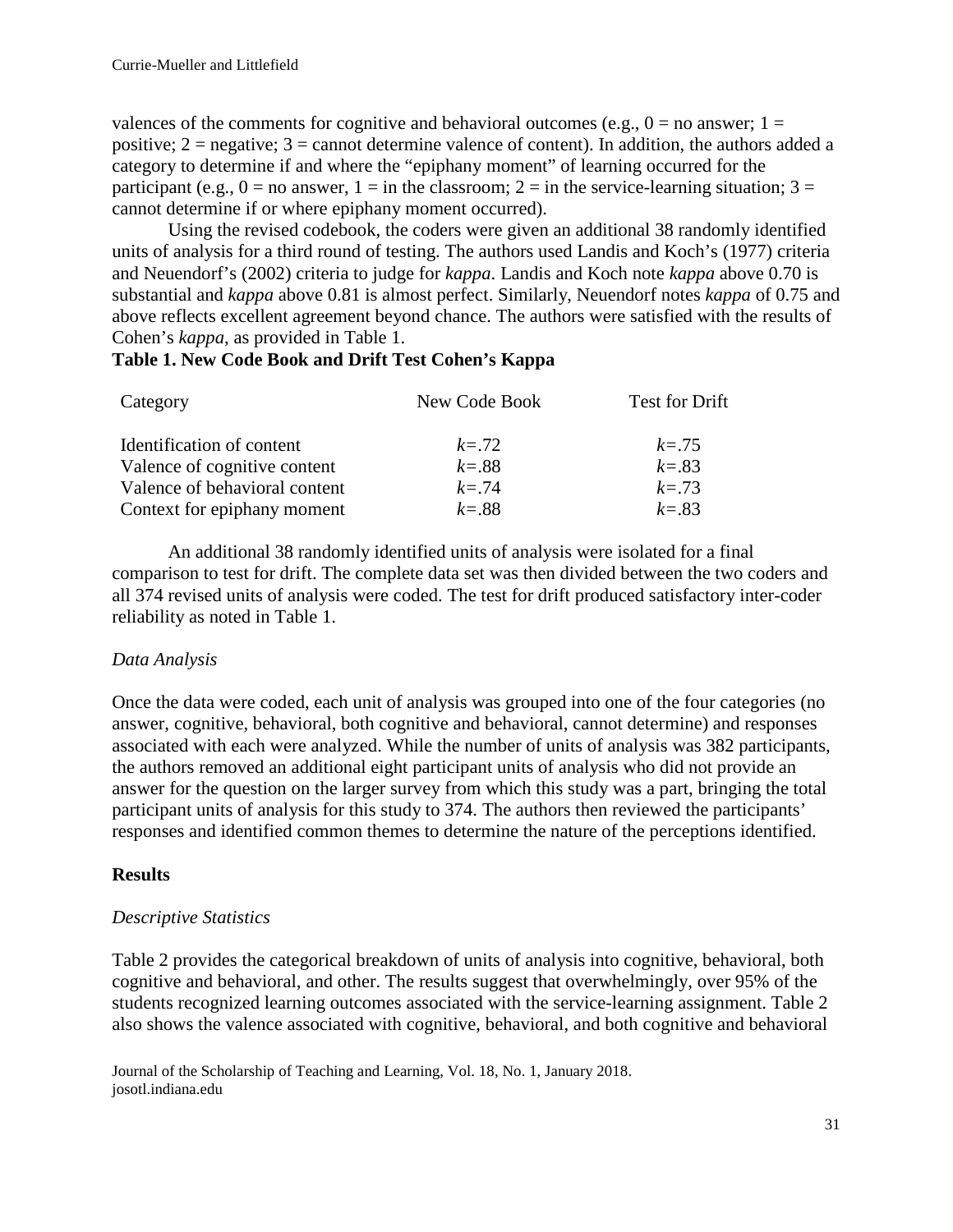valences of the comments for cognitive and behavioral outcomes (e.g., 0 = no answer; 1 = positive; 2 = negative; 3 = cannot determine valence of content). In addition, the authors added a category to determine if and where the "epiphany moment" of learning occurred for the participant (e.g., 0 = no answer, 1 = in the classroom; 2 = in the service-learning situation; 3 = cannot determine if or where epiphany moment occurred).

Using the revised codebook, the coders were given an additional 38 randomly identified units of analysis for a third round of testing. The authors used Landis and Koch's (1977) criteria and Neuendorf's (2002) criteria to judge for *kappa*. Landis and Koch note *kappa* above 0.70 is substantial and *kappa* above 0.81 is almost perfect. Similarly, Neuendorf notes *kappa* of 0.75 and above reflects excellent agreement beyond chance. The authors were satisfied with the results of Cohen's *kappa*, as provided in Table 1.

**Table 1. New Code Book and Drift Test Cohen's Kappa**

| Category | New Code Book | Test for Drift |
|---|---|---|
| Identification of content | *k*=.72 | *k*=.75 |
| Valence of cognitive content | *k*=.88 | *k*=.83 |
| Valence of behavioral content | *k*=.74 | *k*=.73 |
| Context for epiphany moment | *k*=.88 | *k*=.83 |

An additional 38 randomly identified units of analysis were isolated for a final comparison to test for drift. The complete data set was then divided between the two coders and all 374 revised units of analysis were coded. The test for drift produced satisfactory inter-coder reliability as noted in Table 1.

*Data Analysis*

Once the data were coded, each unit of analysis was grouped into one of the four categories (no answer, cognitive, behavioral, both cognitive and behavioral, cannot determine) and responses associated with each were analyzed. While the number of units of analysis was 382 participants, the authors removed an additional eight participant units of analysis who did not provide an answer for the question on the larger survey from which this study was a part, bringing the total participant units of analysis for this study to 374. The authors then reviewed the participants' responses and identified common themes to determine the nature of the perceptions identified.

## Results

*Descriptive Statistics*

Table 2 provides the categorical breakdown of units of analysis into cognitive, behavioral, both cognitive and behavioral, and other. The results suggest that overwhelmingly, over 95% of the students recognized learning outcomes associated with the service-learning assignment. Table 2 also shows the valence associated with cognitive, behavioral, and both cognitive and behavioral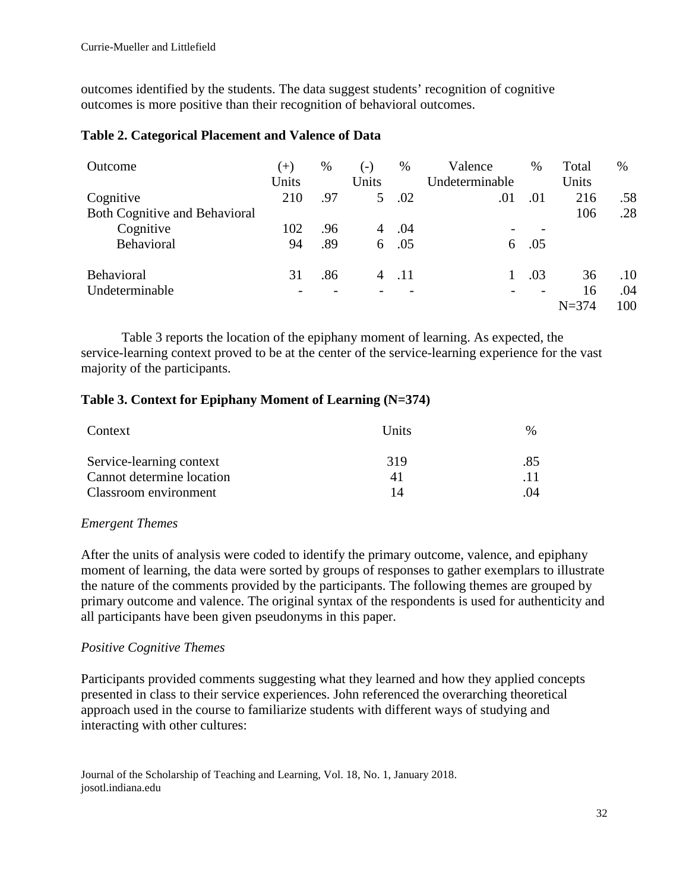outcomes identified by the students. The data suggest students' recognition of cognitive outcomes is more positive than their recognition of behavioral outcomes.

**Table 2. Categorical Placement and Valence of Data**

| Outcome | (+) Units | % | (-) Units | % | Valence Undeterminable | % | Total Units | % |
|---|---|---|---|---|---|---|---|---|
| Cognitive | 210 | .97 | 5 | .02 | .01 | .01 | 216 | .58 |
| Both Cognitive and Behavioral | | | | | | | 106 | .28 |
| Cognitive | 102 | .96 | 4 | .04 | - | - | | |
| Behavioral | 94 | .89 | 6 | .05 | 6 | .05 | | |
| Behavioral | 31 | .86 | 4 | .11 | 1 | .03 | 36 | .10 |
| Undeterminable | - | - | - | - | - | - | 16 | .04 |
| | | | | | | | N=374 | 100 |

Table 3 reports the location of the epiphany moment of learning. As expected, the service-learning context proved to be at the center of the service-learning experience for the vast majority of the participants.

**Table 3. Context for Epiphany Moment of Learning (N=374)**

| Context | Units | % |
|---|---|---|
| Service-learning context | 319 | .85 |
| Cannot determine location | 41 | .11 |
| Classroom environment | 14 | .04 |

*Emergent Themes*

After the units of analysis were coded to identify the primary outcome, valence, and epiphany moment of learning, the data were sorted by groups of responses to gather exemplars to illustrate the nature of the comments provided by the participants. The following themes are grouped by primary outcome and valence. The original syntax of the respondents is used for authenticity and all participants have been given pseudonyms in this paper.

*Positive Cognitive Themes*

Participants provided comments suggesting what they learned and how they applied concepts presented in class to their service experiences. John referenced the overarching theoretical approach used in the course to familiarize students with different ways of studying and interacting with other cultures: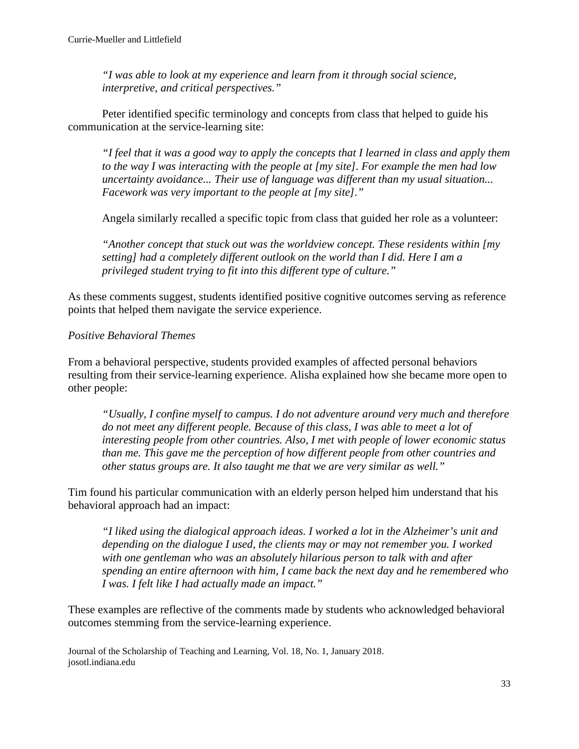> *"I was able to look at my experience and learn from it through social science, interpretive, and critical perspectives."*

Peter identified specific terminology and concepts from class that helped to guide his communication at the service-learning site:

> *"I feel that it was a good way to apply the concepts that I learned in class and apply them to the way I was interacting with the people at [my site]. For example the men had low uncertainty avoidance... Their use of language was different than my usual situation... Facework was very important to the people at [my site]."*

Angela similarly recalled a specific topic from class that guided her role as a volunteer:

> *"Another concept that stuck out was the worldview concept. These residents within [my setting] had a completely different outlook on the world than I did. Here I am a privileged student trying to fit into this different type of culture."*

As these comments suggest, students identified positive cognitive outcomes serving as reference points that helped them navigate the service experience.

*Positive Behavioral Themes*

From a behavioral perspective, students provided examples of affected personal behaviors resulting from their service-learning experience. Alisha explained how she became more open to other people:

> *"Usually, I confine myself to campus. I do not adventure around very much and therefore do not meet any different people. Because of this class, I was able to meet a lot of interesting people from other countries. Also, I met with people of lower economic status than me. This gave me the perception of how different people from other countries and other status groups are. It also taught me that we are very similar as well."*

Tim found his particular communication with an elderly person helped him understand that his behavioral approach had an impact:

> *"I liked using the dialogical approach ideas. I worked a lot in the Alzheimer's unit and depending on the dialogue I used, the clients may or may not remember you. I worked with one gentleman who was an absolutely hilarious person to talk with and after spending an entire afternoon with him, I came back the next day and he remembered who I was. I felt like I had actually made an impact."*

These examples are reflective of the comments made by students who acknowledged behavioral outcomes stemming from the service-learning experience.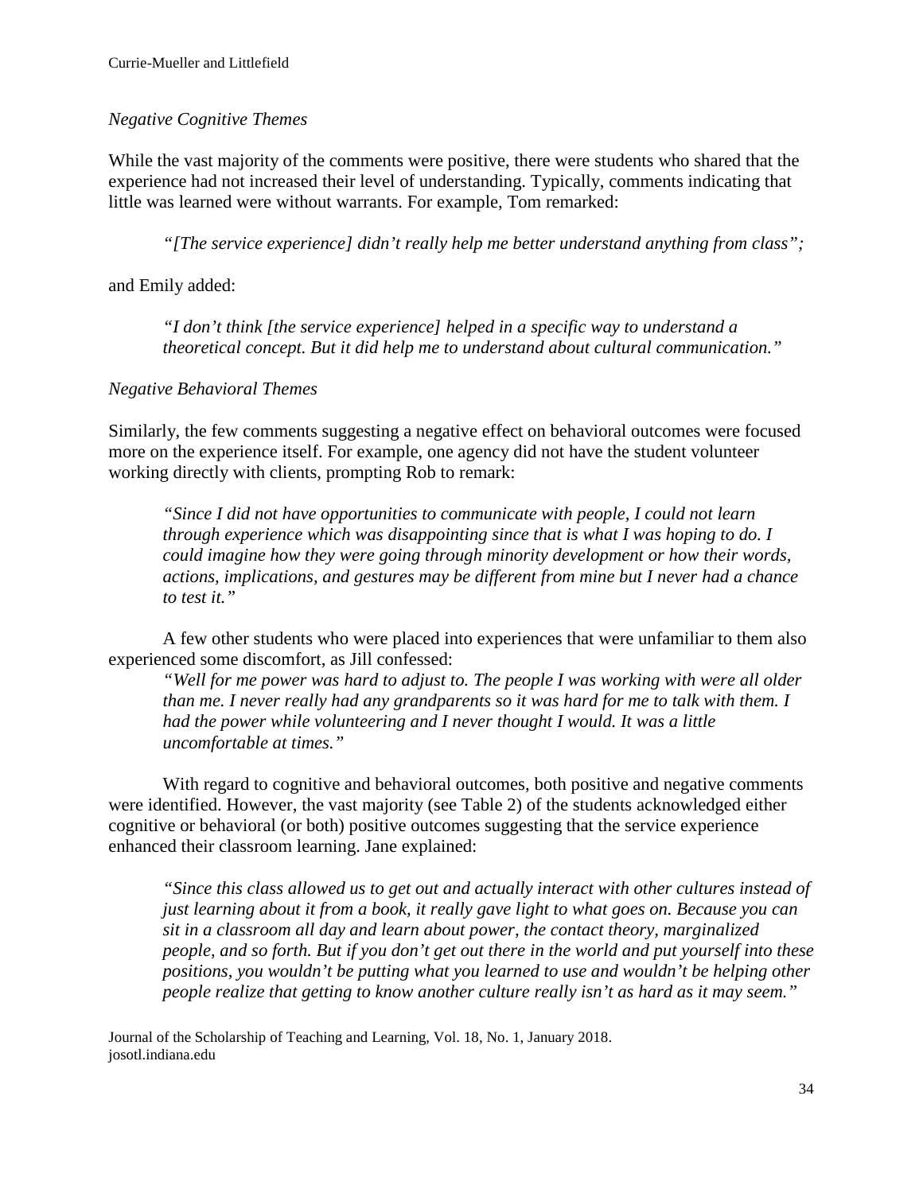*Negative Cognitive Themes*

While the vast majority of the comments were positive, there were students who shared that the experience had not increased their level of understanding. Typically, comments indicating that little was learned were without warrants. For example, Tom remarked:

> *"[The service experience] didn't really help me better understand anything from class";*

and Emily added:

> *"I don't think [the service experience] helped in a specific way to understand a theoretical concept. But it did help me to understand about cultural communication."*

*Negative Behavioral Themes*

Similarly, the few comments suggesting a negative effect on behavioral outcomes were focused more on the experience itself. For example, one agency did not have the student volunteer working directly with clients, prompting Rob to remark:

> *"Since I did not have opportunities to communicate with people, I could not learn through experience which was disappointing since that is what I was hoping to do. I could imagine how they were going through minority development or how their words, actions, implications, and gestures may be different from mine but I never had a chance to test it."*

A few other students who were placed into experiences that were unfamiliar to them also experienced some discomfort, as Jill confessed:

> *"Well for me power was hard to adjust to. The people I was working with were all older than me. I never really had any grandparents so it was hard for me to talk with them. I had the power while volunteering and I never thought I would. It was a little uncomfortable at times."*

With regard to cognitive and behavioral outcomes, both positive and negative comments were identified. However, the vast majority (see Table 2) of the students acknowledged either cognitive or behavioral (or both) positive outcomes suggesting that the service experience enhanced their classroom learning. Jane explained:

> *"Since this class allowed us to get out and actually interact with other cultures instead of just learning about it from a book, it really gave light to what goes on. Because you can sit in a classroom all day and learn about power, the contact theory, marginalized people, and so forth. But if you don't get out there in the world and put yourself into these positions, you wouldn't be putting what you learned to use and wouldn't be helping other people realize that getting to know another culture really isn't as hard as it may seem."*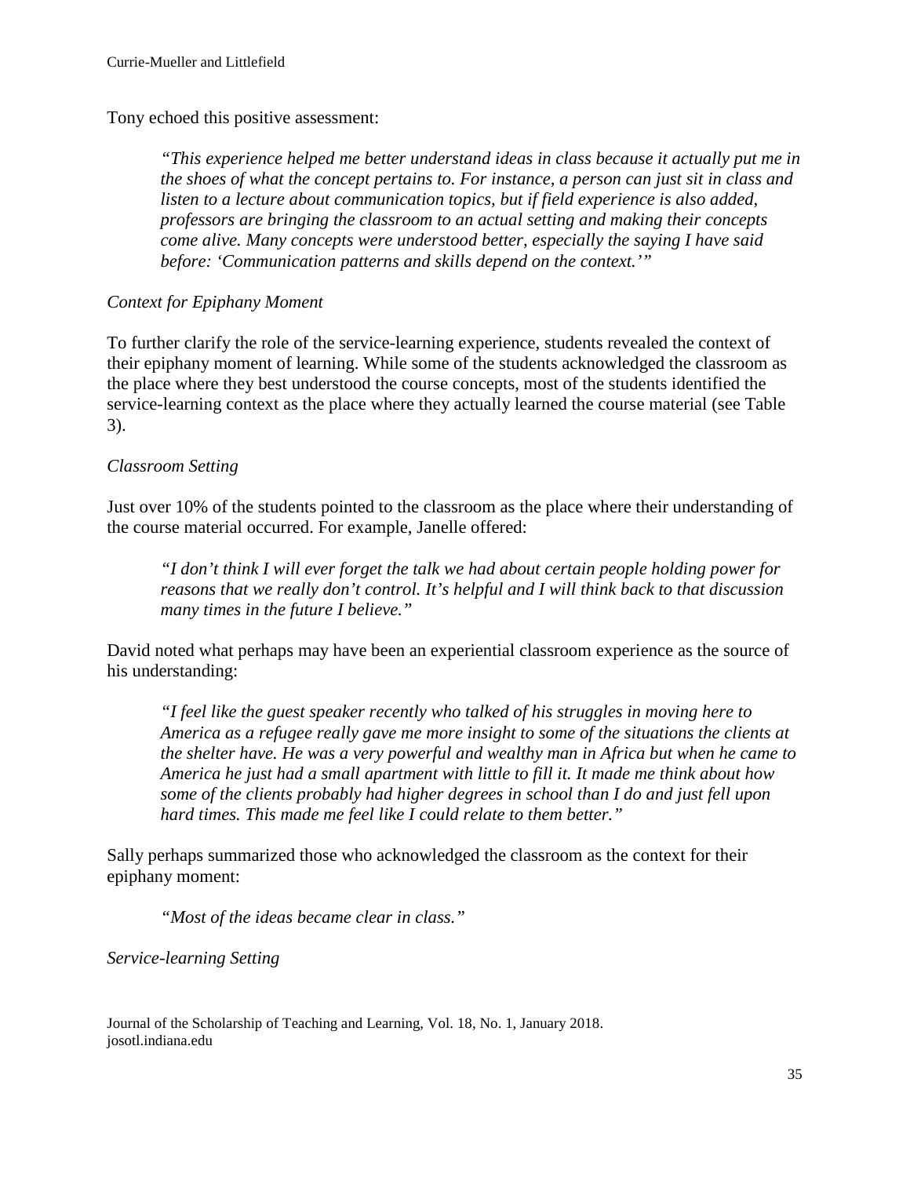Tony echoed this positive assessment:

> *"This experience helped me better understand ideas in class because it actually put me in the shoes of what the concept pertains to. For instance, a person can just sit in class and listen to a lecture about communication topics, but if field experience is also added, professors are bringing the classroom to an actual setting and making their concepts come alive. Many concepts were understood better, especially the saying I have said before: 'Communication patterns and skills depend on the context.'"*

*Context for Epiphany Moment*

To further clarify the role of the service-learning experience, students revealed the context of their epiphany moment of learning. While some of the students acknowledged the classroom as the place where they best understood the course concepts, most of the students identified the service-learning context as the place where they actually learned the course material (see Table 3).

*Classroom Setting*

Just over 10% of the students pointed to the classroom as the place where their understanding of the course material occurred. For example, Janelle offered:

> *"I don't think I will ever forget the talk we had about certain people holding power for reasons that we really don't control. It's helpful and I will think back to that discussion many times in the future I believe."*

David noted what perhaps may have been an experiential classroom experience as the source of his understanding:

> *"I feel like the guest speaker recently who talked of his struggles in moving here to America as a refugee really gave me more insight to some of the situations the clients at the shelter have. He was a very powerful and wealthy man in Africa but when he came to America he just had a small apartment with little to fill it. It made me think about how some of the clients probably had higher degrees in school than I do and just fell upon hard times. This made me feel like I could relate to them better."*

Sally perhaps summarized those who acknowledged the classroom as the context for their epiphany moment:

> *"Most of the ideas became clear in class."*

*Service-learning Setting*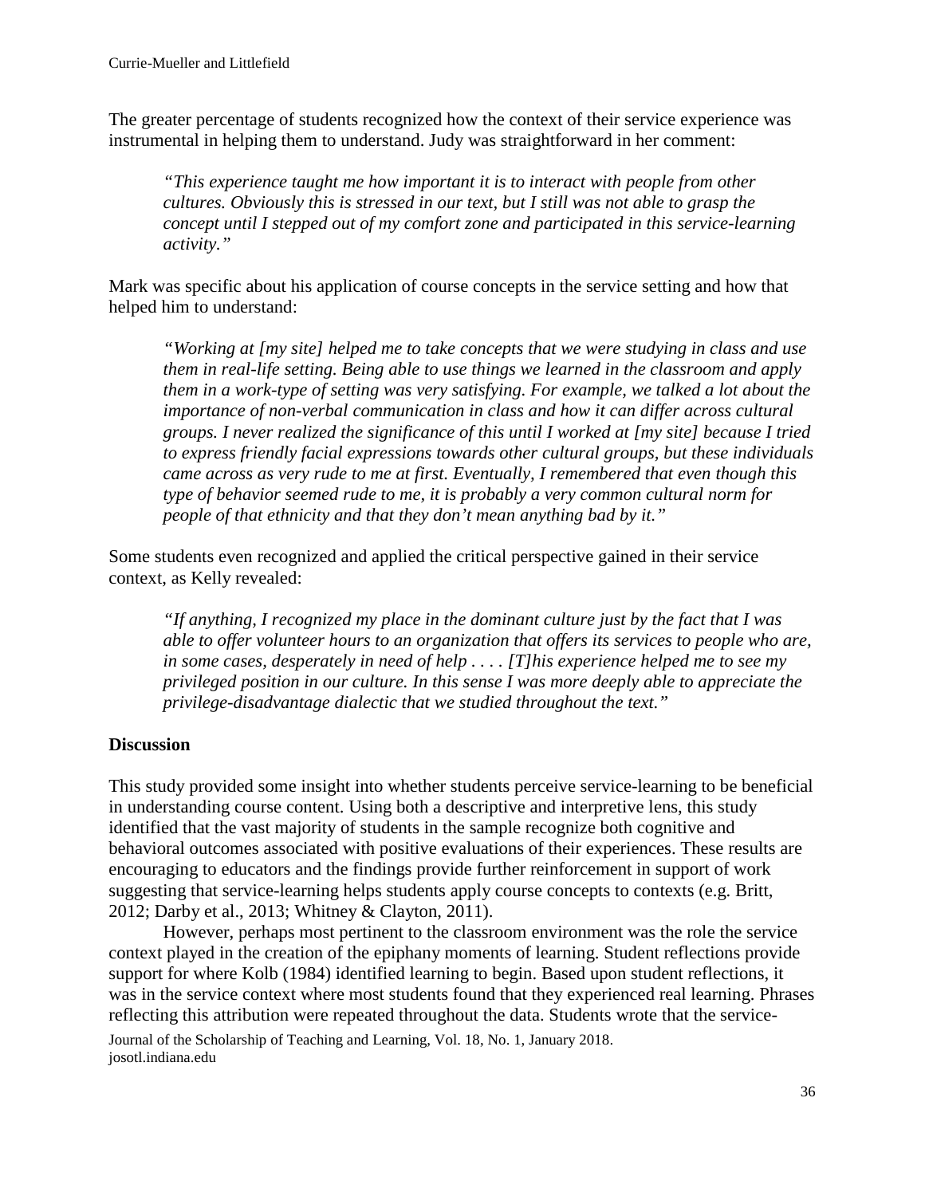The greater percentage of students recognized how the context of their service experience was instrumental in helping them to understand. Judy was straightforward in her comment:

> *"This experience taught me how important it is to interact with people from other cultures. Obviously this is stressed in our text, but I still was not able to grasp the concept until I stepped out of my comfort zone and participated in this service-learning activity."*

Mark was specific about his application of course concepts in the service setting and how that helped him to understand:

> *"Working at [my site] helped me to take concepts that we were studying in class and use them in real-life setting. Being able to use things we learned in the classroom and apply them in a work-type of setting was very satisfying. For example, we talked a lot about the importance of non-verbal communication in class and how it can differ across cultural groups. I never realized the significance of this until I worked at [my site] because I tried to express friendly facial expressions towards other cultural groups, but these individuals came across as very rude to me at first. Eventually, I remembered that even though this type of behavior seemed rude to me, it is probably a very common cultural norm for people of that ethnicity and that they don't mean anything bad by it."*

Some students even recognized and applied the critical perspective gained in their service context, as Kelly revealed:

> *"If anything, I recognized my place in the dominant culture just by the fact that I was able to offer volunteer hours to an organization that offers its services to people who are, in some cases, desperately in need of help . . . . [T]his experience helped me to see my privileged position in our culture. In this sense I was more deeply able to appreciate the privilege-disadvantage dialectic that we studied throughout the text."*

## Discussion

This study provided some insight into whether students perceive service-learning to be beneficial in understanding course content. Using both a descriptive and interpretive lens, this study identified that the vast majority of students in the sample recognize both cognitive and behavioral outcomes associated with positive evaluations of their experiences. These results are encouraging to educators and the findings provide further reinforcement in support of work suggesting that service-learning helps students apply course concepts to contexts (e.g. Britt, 2012; Darby et al., 2013; Whitney & Clayton, 2011).

However, perhaps most pertinent to the classroom environment was the role the service context played in the creation of the epiphany moments of learning. Student reflections provide support for where Kolb (1984) identified learning to begin. Based upon student reflections, it was in the service context where most students found that they experienced real learning. Phrases reflecting this attribution were repeated throughout the data. Students wrote that the service-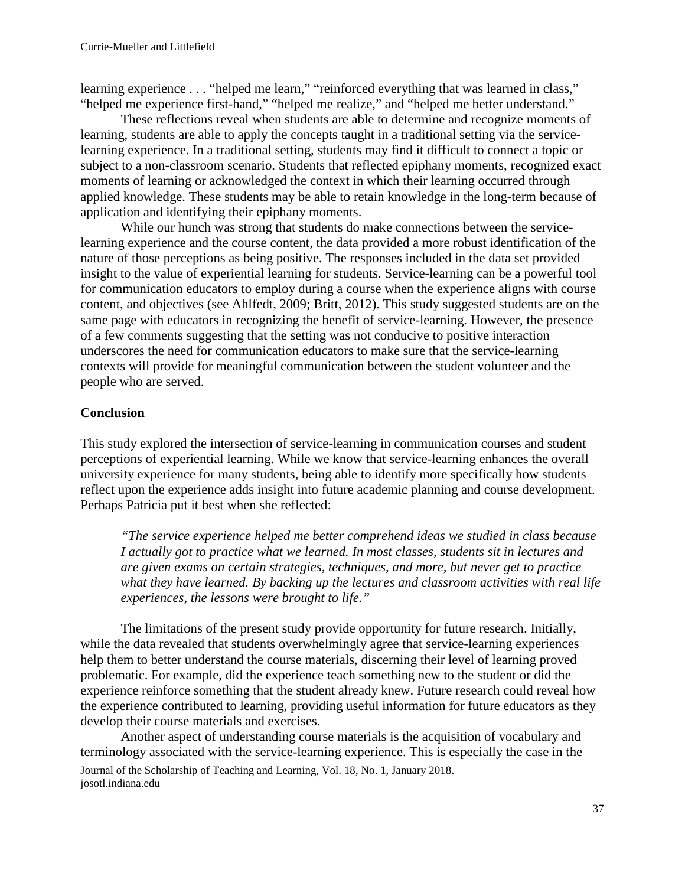learning experience . . . “helped me learn,” “reinforced everything that was learned in class,” “helped me experience first-hand,” “helped me realize,” and “helped me better understand.”

These reflections reveal when students are able to determine and recognize moments of learning, students are able to apply the concepts taught in a traditional setting via the service-learning experience. In a traditional setting, students may find it difficult to connect a topic or subject to a non-classroom scenario. Students that reflected epiphany moments, recognized exact moments of learning or acknowledged the context in which their learning occurred through applied knowledge. These students may be able to retain knowledge in the long-term because of application and identifying their epiphany moments.

While our hunch was strong that students do make connections between the service-learning experience and the course content, the data provided a more robust identification of the nature of those perceptions as being positive. The responses included in the data set provided insight to the value of experiential learning for students. Service-learning can be a powerful tool for communication educators to employ during a course when the experience aligns with course content, and objectives (see Ahlfedt, 2009; Britt, 2012). This study suggested students are on the same page with educators in recognizing the benefit of service-learning. However, the presence of a few comments suggesting that the setting was not conducive to positive interaction underscores the need for communication educators to make sure that the service-learning contexts will provide for meaningful communication between the student volunteer and the people who are served.

**Conclusion**

This study explored the intersection of service-learning in communication courses and student perceptions of experiential learning. While we know that service-learning enhances the overall university experience for many students, being able to identify more specifically how students reflect upon the experience adds insight into future academic planning and course development. Perhaps Patricia put it best when she reflected:

> *“The service experience helped me better comprehend ideas we studied in class because I actually got to practice what we learned. In most classes, students sit in lectures and are given exams on certain strategies, techniques, and more, but never get to practice what they have learned. By backing up the lectures and classroom activities with real life experiences, the lessons were brought to life.”*

The limitations of the present study provide opportunity for future research. Initially, while the data revealed that students overwhelmingly agree that service-learning experiences help them to better understand the course materials, discerning their level of learning proved problematic. For example, did the experience teach something new to the student or did the experience reinforce something that the student already knew. Future research could reveal how the experience contributed to learning, providing useful information for future educators as they develop their course materials and exercises.

Another aspect of understanding course materials is the acquisition of vocabulary and terminology associated with the service-learning experience. This is especially the case in the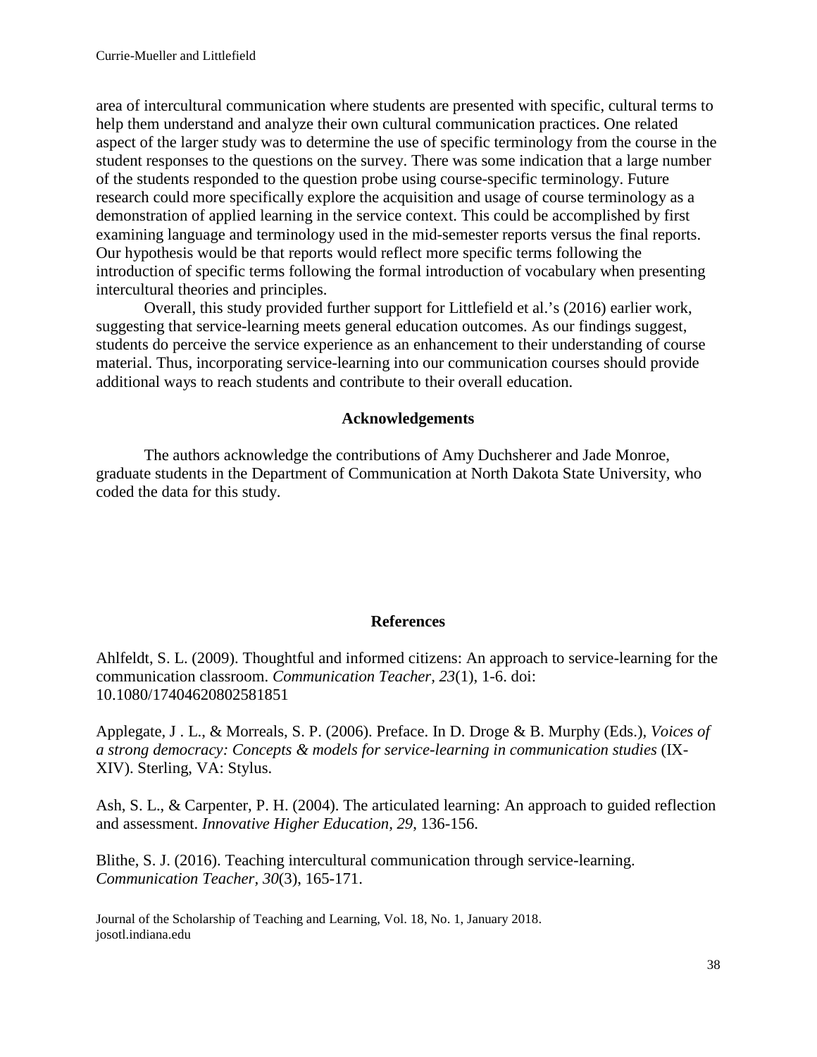area of intercultural communication where students are presented with specific, cultural terms to help them understand and analyze their own cultural communication practices. One related aspect of the larger study was to determine the use of specific terminology from the course in the student responses to the questions on the survey. There was some indication that a large number of the students responded to the question probe using course-specific terminology. Future research could more specifically explore the acquisition and usage of course terminology as a demonstration of applied learning in the service context. This could be accomplished by first examining language and terminology used in the mid-semester reports versus the final reports. Our hypothesis would be that reports would reflect more specific terms following the introduction of specific terms following the formal introduction of vocabulary when presenting intercultural theories and principles.

Overall, this study provided further support for Littlefield et al.'s (2016) earlier work, suggesting that service-learning meets general education outcomes. As our findings suggest, students do perceive the service experience as an enhancement to their understanding of course material. Thus, incorporating service-learning into our communication courses should provide additional ways to reach students and contribute to their overall education.

## Acknowledgements

The authors acknowledge the contributions of Amy Duchsherer and Jade Monroe, graduate students in the Department of Communication at North Dakota State University, who coded the data for this study.

## References

Ahlfeldt, S. L. (2009). Thoughtful and informed citizens: An approach to service-learning for the communication classroom. *Communication Teacher, 23*(1), 1-6. doi: 10.1080/17404620802581851

Applegate, J . L., & Morreals, S. P. (2006). Preface. In D. Droge & B. Murphy (Eds.), *Voices of a strong democracy: Concepts & models for service-learning in communication studies* (IX-XIV). Sterling, VA: Stylus.

Ash, S. L., & Carpenter, P. H. (2004). The articulated learning: An approach to guided reflection and assessment. *Innovative Higher Education, 29*, 136-156.

Blithe, S. J. (2016). Teaching intercultural communication through service-learning. *Communication Teacher, 30*(3), 165-171.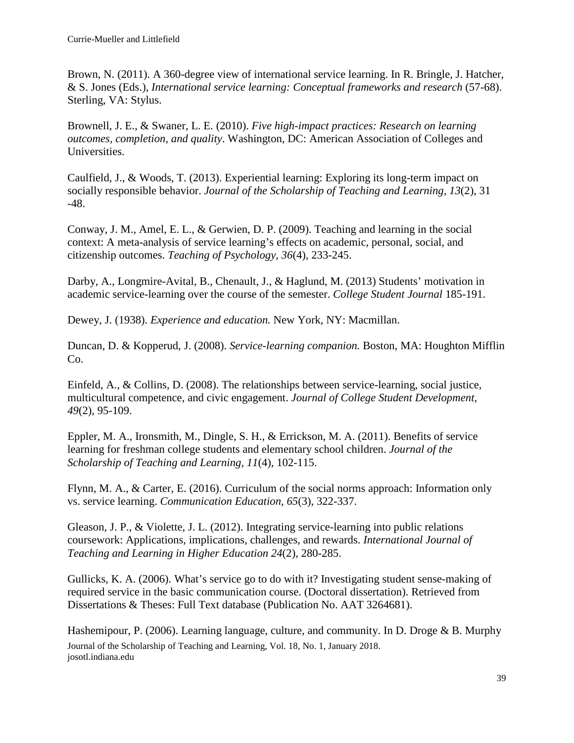Brown, N. (2011). A 360-degree view of international service learning. In R. Bringle, J. Hatcher, & S. Jones (Eds.), *International service learning: Conceptual frameworks and research* (57-68). Sterling, VA: Stylus.

Brownell, J. E., & Swaner, L. E. (2010). *Five high-impact practices: Research on learning outcomes, completion, and quality*. Washington, DC: American Association of Colleges and Universities.

Caulfield, J., & Woods, T. (2013). Experiential learning: Exploring its long-term impact on socially responsible behavior. *Journal of the Scholarship of Teaching and Learning, 13*(2), 31 -48.

Conway, J. M., Amel, E. L., & Gerwien, D. P. (2009). Teaching and learning in the social context: A meta-analysis of service learning's effects on academic, personal, social, and citizenship outcomes. *Teaching of Psychology, 36*(4), 233-245.

Darby, A., Longmire-Avital, B., Chenault, J., & Haglund, M. (2013) Students' motivation in academic service-learning over the course of the semester. *College Student Journal* 185-191.

Dewey, J. (1938). *Experience and education.* New York, NY: Macmillan.

Duncan, D. & Kopperud, J. (2008). *Service-learning companion.* Boston, MA: Houghton Mifflin Co.

Einfeld, A., & Collins, D. (2008). The relationships between service-learning, social justice, multicultural competence, and civic engagement. *Journal of College Student Development, 49*(2), 95-109.

Eppler, M. A., Ironsmith, M., Dingle, S. H., & Errickson, M. A. (2011). Benefits of service learning for freshman college students and elementary school children. *Journal of the Scholarship of Teaching and Learning, 11*(4), 102-115.

Flynn, M. A., & Carter, E. (2016). Curriculum of the social norms approach: Information only vs. service learning. *Communication Education, 65*(3), 322-337.

Gleason, J. P., & Violette, J. L. (2012). Integrating service-learning into public relations coursework: Applications, implications, challenges, and rewards. *International Journal of Teaching and Learning in Higher Education 24*(2), 280-285.

Gullicks, K. A. (2006). What's service go to do with it? Investigating student sense-making of required service in the basic communication course. (Doctoral dissertation). Retrieved from Dissertations & Theses: Full Text database (Publication No. AAT 3264681).

Hashemipour, P. (2006). Learning language, culture, and community. In D. Droge & B. Murphy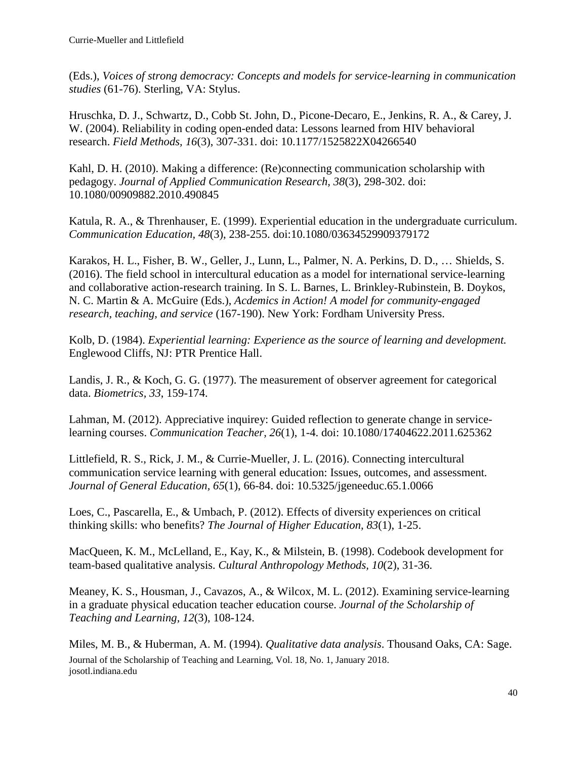(Eds.), *Voices of strong democracy: Concepts and models for service-learning in communication studies* (61-76). Sterling, VA: Stylus.

Hruschka, D. J., Schwartz, D., Cobb St. John, D., Picone-Decaro, E., Jenkins, R. A., & Carey, J. W. (2004). Reliability in coding open-ended data: Lessons learned from HIV behavioral research. *Field Methods, 16*(3), 307-331. doi: 10.1177/1525822X04266540

Kahl, D. H. (2010). Making a difference: (Re)connecting communication scholarship with pedagogy. *Journal of Applied Communication Research, 38*(3), 298-302. doi: 10.1080/00909882.2010.490845

Katula, R. A., & Threnhauser, E. (1999). Experiential education in the undergraduate curriculum. *Communication Education, 48*(3), 238-255. doi:10.1080/03634529909379172

Karakos, H. L., Fisher, B. W., Geller, J., Lunn, L., Palmer, N. A. Perkins, D. D., … Shields, S. (2016). The field school in intercultural education as a model for international service-learning and collaborative action-research training. In S. L. Barnes, L. Brinkley-Rubinstein, B. Doykos, N. C. Martin & A. McGuire (Eds.), *Acdemics in Action! A model for community-engaged research, teaching, and service* (167-190). New York: Fordham University Press.

Kolb, D. (1984). *Experiential learning: Experience as the source of learning and development.* Englewood Cliffs, NJ: PTR Prentice Hall.

Landis, J. R., & Koch, G. G. (1977). The measurement of observer agreement for categorical data. *Biometrics, 33*, 159-174.

Lahman, M. (2012). Appreciative inquirey: Guided reflection to generate change in service-learning courses. *Communication Teacher, 26*(1), 1-4. doi: 10.1080/17404622.2011.625362

Littlefield, R. S., Rick, J. M., & Currie-Mueller, J. L. (2016). Connecting intercultural communication service learning with general education: Issues, outcomes, and assessment. *Journal of General Education, 65*(1), 66-84. doi: 10.5325/jgeneeduc.65.1.0066

Loes, C., Pascarella, E., & Umbach, P. (2012). Effects of diversity experiences on critical thinking skills: who benefits? *The Journal of Higher Education, 83*(1), 1-25.

MacQueen, K. M., McLelland, E., Kay, K., & Milstein, B. (1998). Codebook development for team-based qualitative analysis. *Cultural Anthropology Methods, 10*(2), 31-36.

Meaney, K. S., Housman, J., Cavazos, A., & Wilcox, M. L. (2012). Examining service-learning in a graduate physical education teacher education course. *Journal of the Scholarship of Teaching and Learning, 12*(3), 108-124.

Miles, M. B., & Huberman, A. M. (1994). *Qualitative data analysis*. Thousand Oaks, CA: Sage.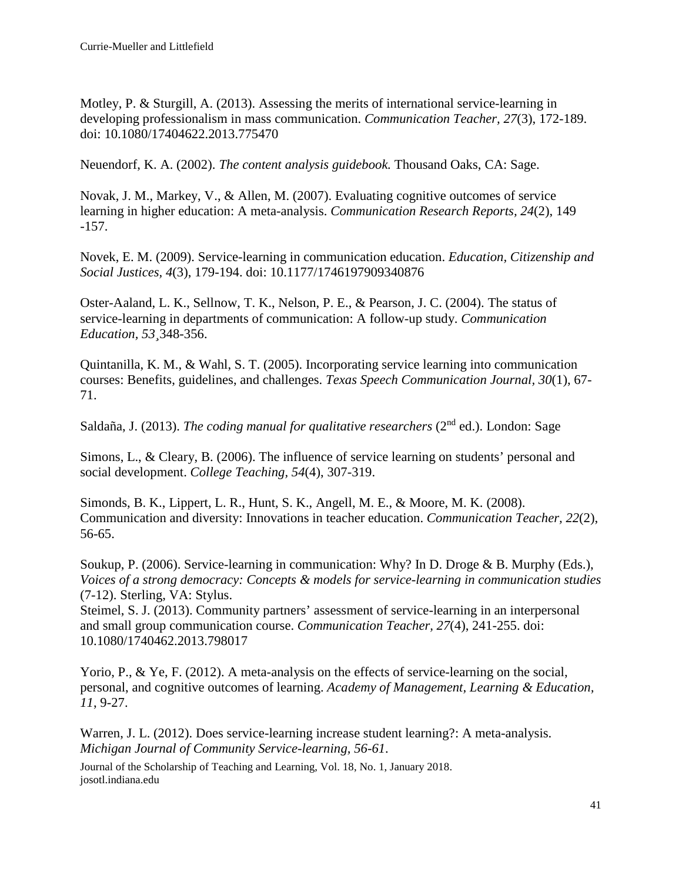Motley, P. & Sturgill, A. (2013). Assessing the merits of international service-learning in developing professionalism in mass communication. *Communication Teacher, 27*(3), 172-189. doi: 10.1080/17404622.2013.775470

Neuendorf, K. A. (2002). *The content analysis guidebook.* Thousand Oaks, CA: Sage.

Novak, J. M., Markey, V., & Allen, M. (2007). Evaluating cognitive outcomes of service learning in higher education: A meta-analysis. *Communication Research Reports, 24*(2), 149 -157.

Novek, E. M. (2009). Service-learning in communication education. *Education, Citizenship and Social Justices, 4*(3), 179-194. doi: 10.1177/1746197909340876

Oster-Aaland, L. K., Sellnow, T. K., Nelson, P. E., & Pearson, J. C. (2004). The status of service-learning in departments of communication: A follow-up study. *Communication Education, 53*¸348-356.

Quintanilla, K. M., & Wahl, S. T. (2005). Incorporating service learning into communication courses: Benefits, guidelines, and challenges. *Texas Speech Communication Journal, 30*(1), 67-71.

Saldaña, J. (2013). *The coding manual for qualitative researchers* (2nd ed.). London: Sage

Simons, L., & Cleary, B. (2006). The influence of service learning on students' personal and social development. *College Teaching, 54*(4), 307-319.

Simonds, B. K., Lippert, L. R., Hunt, S. K., Angell, M. E., & Moore, M. K. (2008). Communication and diversity: Innovations in teacher education. *Communication Teacher, 22*(2), 56-65.

Soukup, P. (2006). Service-learning in communication: Why? In D. Droge & B. Murphy (Eds.), *Voices of a strong democracy: Concepts & models for service-learning in communication studies* (7-12). Sterling, VA: Stylus.
Steimel, S. J. (2013). Community partners' assessment of service-learning in an interpersonal and small group communication course. *Communication Teacher, 27*(4), 241-255. doi: 10.1080/1740462.2013.798017

Yorio, P., & Ye, F. (2012). A meta-analysis on the effects of service-learning on the social, personal, and cognitive outcomes of learning. *Academy of Management, Learning & Education, 11*, 9-27.

Warren, J. L. (2012). Does service-learning increase student learning?: A meta-analysis. *Michigan Journal of Community Service-learning, 56-61*.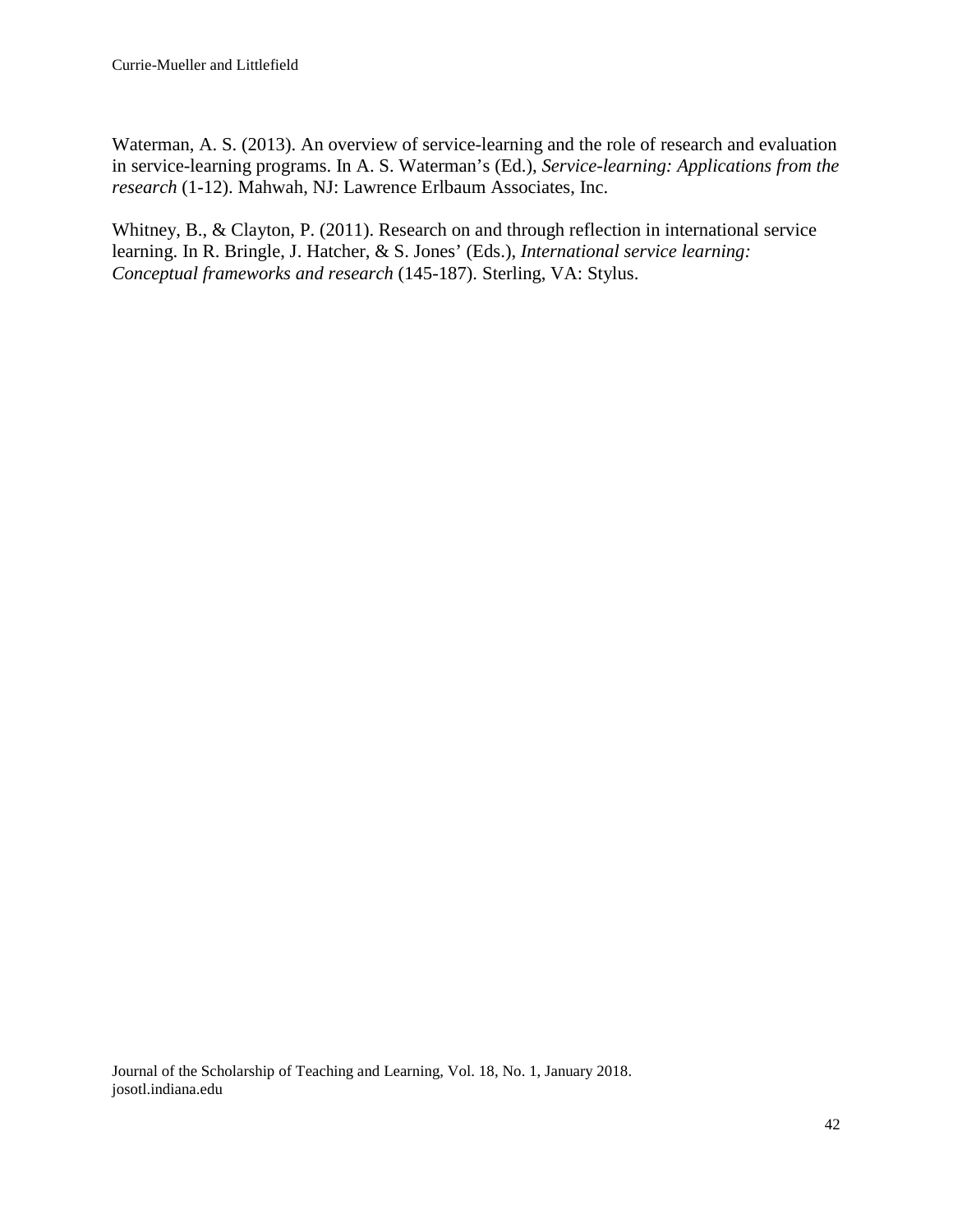Waterman, A. S. (2013). An overview of service-learning and the role of research and evaluation in service-learning programs. In A. S. Waterman's (Ed.), *Service-learning: Applications from the research* (1-12). Mahwah, NJ: Lawrence Erlbaum Associates, Inc.

Whitney, B., & Clayton, P. (2011). Research on and through reflection in international service learning. In R. Bringle, J. Hatcher, & S. Jones' (Eds.), *International service learning: Conceptual frameworks and research* (145-187). Sterling, VA: Stylus.